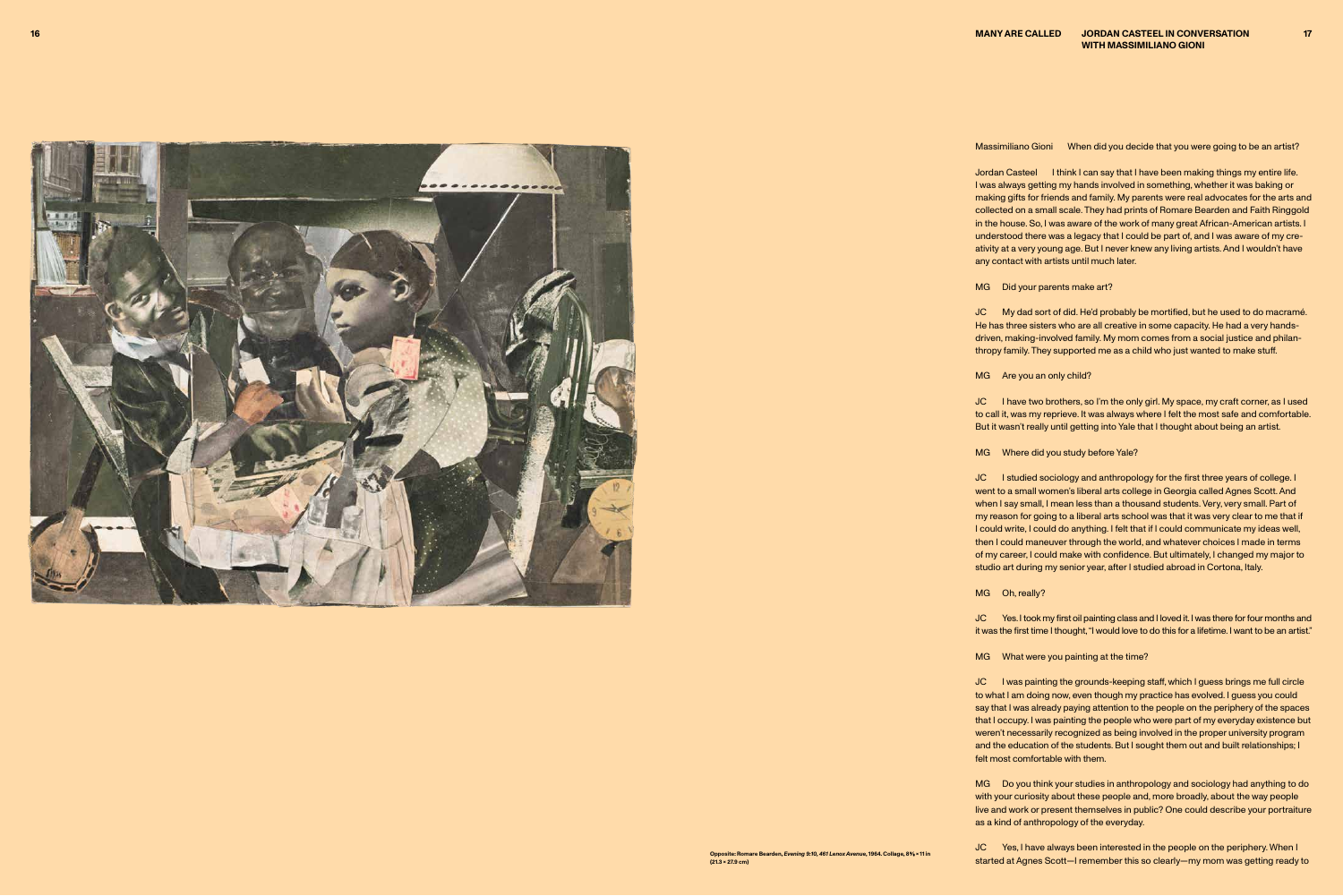Massimiliano Gioni When did you decide that you were going to be an artist?

Jordan Casteel I think I can say that I have been making things my entire life. I was always getting my hands involved in something, whether it was baking or making gifts for friends and family. My parents were real advocates for the arts and collected on a small scale. They had prints of Romare Bearden and Faith Ringgold in the house. So, I was aware of the work of many great African-American artists. I understood there was a legacy that I could be part of, and I was aware of my creativity at a very young age. But I never knew any living artists. And I wouldn't have any contact with artists until much later.

MG Did your parents make art?

JC My dad sort of did. He'd probably be mortified, but he used to do macramé. He has three sisters who are all creative in some capacity. He had a very hands-driven, making-involved family. My mom comes from a social justice and philanthropy family. They supported me as a child who just wanted to make stuff.

MG Are you an only child?

JC I have two brothers, so I'm the only girl. My space, my craft corner, as I used to call it, was my reprieve. It was always where I felt the most safe and comfortable. But it wasn't really until getting into Yale that I thought about being an artist.

MG Where did you study before Yale?

JC I studied sociology and anthropology for the first three years of college. I went to a small women's liberal arts college in Georgia called Agnes Scott. And when I say small, I mean less than a thousand students. Very, very small. Part of my reason for going to a liberal arts school was that it was very clear to me that if I could write, I could do anything. I felt that if I could communicate my ideas well, then I could maneuver through the world, and whatever choices I made in terms of my career, I could make with confidence. But ultimately, I changed my major to studio art during my senior year, after I studied abroad in Cortona, Italy.

MG Oh, really?

JC Yes. I took my first oil painting class and I loved it. I was there for four months and it was the first time I thought, "I would love to do this for a lifetime. I want to be an artist."

MG What were you painting at the time?

JC I was painting the grounds-keeping staff, which I guess brings me full circle to what I am doing now, even though my practice has evolved. I guess you could say that I was already paying attention to the people on the periphery of the spaces that I occupy. I was painting the people who were part of my everyday existence but weren't necessarily recognized as being involved in the proper university program and the education of the students. But I sought them out and built relationships; I felt most comfortable with them.

MG Do you think your studies in anthropology and sociology had anything to do with your curiosity about these people and, more broadly, about the way people live and work or present themselves in public? One could describe your portraiture as a kind of anthropology of the everyday.

JC Yes, I have always been interested in the people on the periphery. When I started at Agnes Scott—I remember this so clearly—my mom was getting ready to

**Opposite: Romare Bearden, *Evening 9:10, 461 Lenox Avenue*, 1964. Collage, 8⅜ × 11 in (21.3 × 27.9 cm)**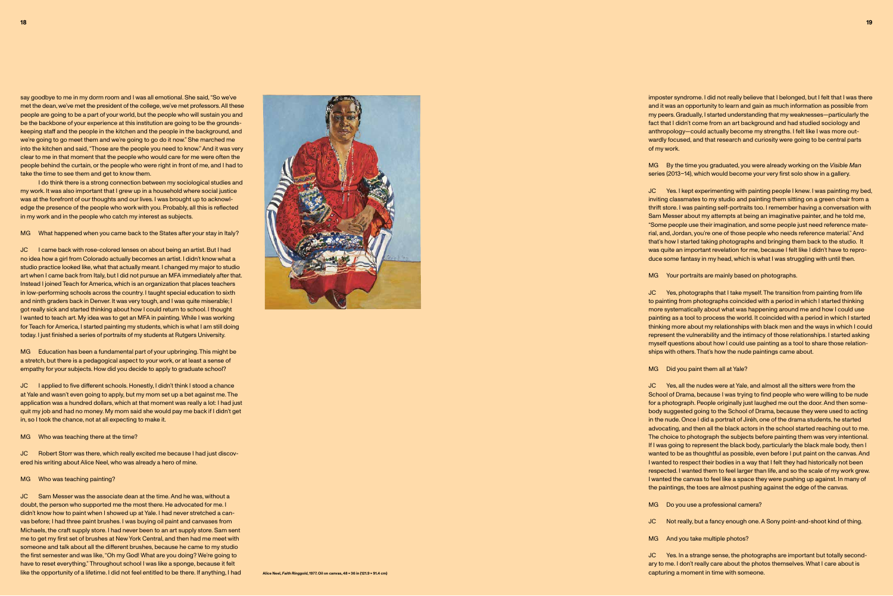say goodbye to me in my dorm room and I was all emotional. She said, "So we've met the dean, we've met the president of the college, we've met professors. All these people are going to be a part of your world, but the people who will sustain you and be the backbone of your experience at this institution are going to be the grounds-keeping staff and the people in the kitchen and the people in the background, and we're going to go meet them and we're going to go do it now." She marched me into the kitchen and said, "Those are the people you need to know." And it was very clear to me in that moment that the people who would care for me were often the people behind the curtain, or the people who were right in front of me, and I had to take the time to see them and get to know them.

I do think there is a strong connection between my sociological studies and my work. It was also important that I grew up in a household where social justice was at the forefront of our thoughts and our lives. I was brought up to acknowledge the presence of the people who work with you. Probably, all this is reflected in my work and in the people who catch my interest as subjects.

MG  What happened when you came back to the States after your stay in Italy?

JC  I came back with rose-colored lenses on about being an artist. But I had no idea how a girl from Colorado actually becomes an artist. I didn't know what a studio practice looked like, what that actually meant. I changed my major to studio art when I came back from Italy, but I did not pursue an MFA immediately after that. Instead I joined Teach for America, which is an organization that places teachers in low-performing schools across the country. I taught special education to sixth and ninth graders back in Denver. It was very tough, and I was quite miserable; I got really sick and started thinking about how I could return to school. I thought I wanted to teach art. My idea was to get an MFA in painting. While I was working for Teach for America, I started painting my students, which is what I am still doing today. I just finished a series of portraits of my students at Rutgers University.

MG  Education has been a fundamental part of your upbringing. This might be a stretch, but there is a pedagogical aspect to your work, or at least a sense of empathy for your subjects. How did you decide to apply to graduate school?

JC  I applied to five different schools. Honestly, I didn't think I stood a chance at Yale and wasn't even going to apply, but my mom set up a bet against me. The application was a hundred dollars, which at that moment was really a lot: I had just quit my job and had no money. My mom said she would pay me back if I didn't get in, so I took the chance, not at all expecting to make it.

MG  Who was teaching there at the time?

JC  Robert Storr was there, which really excited me because I had just discovered his writing about Alice Neel, who was already a hero of mine.

MG  Who was teaching painting?

JC  Sam Messer was the associate dean at the time. And he was, without a doubt, the person who supported me the most there. He advocated for me. I didn't know how to paint when I showed up at Yale. I had never stretched a canvas before; I had three paint brushes. I was buying oil paint and canvases from Michaels, the craft supply store. I had never been to an art supply store. Sam sent me to get my first set of brushes at New York Central, and then had me meet with someone and talk about all the different brushes, because he came to my studio the first semester and was like, "Oh my God! What are you doing? We're going to have to reset everything." Throughout school I was like a sponge, because it felt like the opportunity of a lifetime. I did not feel entitled to be there. If anything, I had imposter syndrome. I did not really believe that I belonged, but I felt that I was there and it was an opportunity to learn and gain as much information as possible from my peers. Gradually, I started understanding that my weaknesses—particularly the fact that I didn't come from an art background and had studied sociology and anthropology—could actually become my strengths. I felt like I was more outwardly focused, and that research and curiosity were going to be central parts of my work.

Alice Neel, *Faith Ringgold*, 1977. Oil on canvas, 48 × 36 in (121.9 × 91.4 cm)

MG  By the time you graduated, you were already working on the *Visible Man* series (2013–14), which would become your very first solo show in a gallery.

JC  Yes. I kept experimenting with painting people I knew. I was painting my bed, inviting classmates to my studio and painting them sitting on a green chair from a thrift store. I was painting self-portraits too. I remember having a conversation with Sam Messer about my attempts at being an imaginative painter, and he told me, "Some people use their imagination, and some people just need reference material, and, Jordan, you're one of those people who needs reference material." And that's how I started taking photographs and bringing them back to the studio. It was quite an important revelation for me, because I felt like I didn't have to reproduce some fantasy in my head, which is what I was struggling with until then.

MG  Your portraits are mainly based on photographs.

JC  Yes, photographs that I take myself. The transition from painting from life to painting from photographs coincided with a period in which I started thinking more systematically about what was happening around me and how I could use painting as a tool to process the world. It coincided with a period in which I started thinking more about my relationships with black men and the ways in which I could represent the vulnerability and the intimacy of those relationships. I started asking myself questions about how I could use painting as a tool to share those relationships with others. That's how the nude paintings came about.

MG  Did you paint them all at Yale?

JC  Yes, all the nudes were at Yale, and almost all the sitters were from the School of Drama, because I was trying to find people who were willing to be nude for a photograph. People originally just laughed me out the door. And then somebody suggested going to the School of Drama, because they were used to acting in the nude. Once I did a portrait of Jiréh, one of the drama students, he started advocating, and then all the black actors in the school started reaching out to me. The choice to photograph the subjects before painting them was very intentional. If I was going to represent the black body, particularly the black male body, then I wanted to be as thoughtful as possible, even before I put paint on the canvas. And I wanted to respect their bodies in a way that I felt they had historically not been respected. I wanted them to feel larger than life, and so the scale of my work grew. I wanted the canvas to feel like a space they were pushing up against. In many of the paintings, the toes are almost pushing against the edge of the canvas.

MG  Do you use a professional camera?

JC  Not really, but a fancy enough one. A Sony point-and-shoot kind of thing.

MG  And you take multiple photos?

JC  Yes. In a strange sense, the photographs are important but totally secondary to me. I don't really care about the photos themselves. What I care about is capturing a moment in time with someone.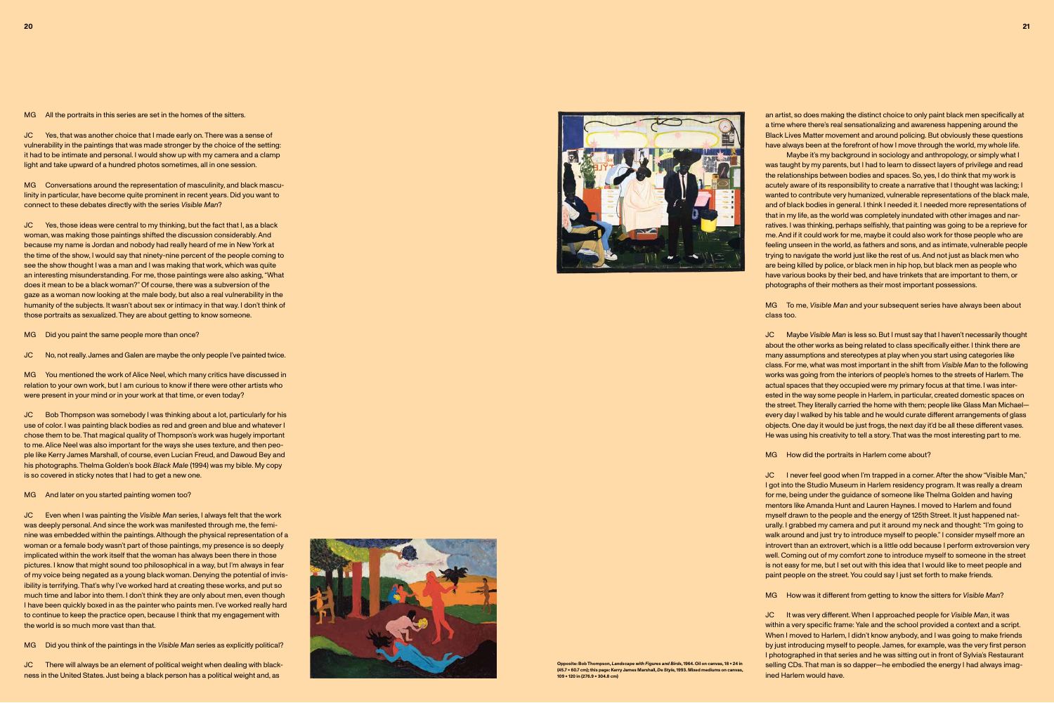MG All the portraits in this series are set in the homes of the sitters.

JC Yes, that was another choice that I made early on. There was a sense of vulnerability in the paintings that was made stronger by the choice of the setting: it had to be intimate and personal. I would show up with my camera and a clamp light and take upward of a hundred photos sometimes, all in one session.

MG Conversations around the representation of masculinity, and black masculinity in particular, have become quite prominent in recent years. Did you want to connect to these debates directly with the series *Visible Man*?

JC Yes, those ideas were central to my thinking, but the fact that I, as a black woman, was making those paintings shifted the discussion considerably. And because my name is Jordan and nobody had really heard of me in New York at the time of the show, I would say that ninety-nine percent of the people coming to see the show thought I was a man and I was making that work, which was quite an interesting misunderstanding. For me, those paintings were also asking, "What does it mean to be a black woman?" Of course, there was a subversion of the gaze as a woman now looking at the male body, but also a real vulnerability in the humanity of the subjects. It wasn't about sex or intimacy in that way. I don't think of those portraits as sexualized. They are about getting to know someone.

MG Did you paint the same people more than once?

JC No, not really. James and Galen are maybe the only people I've painted twice.

MG You mentioned the work of Alice Neel, which many critics have discussed in relation to your own work, but I am curious to know if there were other artists who were present in your mind or in your work at that time, or even today?

JC Bob Thompson was somebody I was thinking about a lot, particularly for his use of color. I was painting black bodies as red and green and blue and whatever I chose them to be. That magical quality of Thompson's work was hugely important to me. Alice Neel was also important for the ways she uses texture, and then people like Kerry James Marshall, of course, even Lucian Freud, and Dawoud Bey and his photographs. Thelma Golden's book *Black Male* (1994) was my bible. My copy is so covered in sticky notes that I had to get a new one.

MG And later on you started painting women too?

JC Even when I was painting the *Visible Man* series, I always felt that the work was deeply personal. And since the work was manifested through me, the feminine was embedded within the paintings. Although the physical representation of a woman or a female body wasn't part of those paintings, my presence is so deeply implicated within the work itself that the woman has always been there in those pictures. I know that might sound too philosophical in a way, but I'm always in fear of my voice being negated as a young black woman. Denying the potential of invisibility is terrifying. That's why I've worked hard at creating these works, and put so much time and labor into them. I don't think they are only about men, even though I have been quickly boxed in as the painter who paints men. I've worked really hard to continue to keep the practice open, because I think that my engagement with the world is so much more vast than that.

MG Did you think of the paintings in the *Visible Man* series as explicitly political?

JC There will always be an element of political weight when dealing with blackness in the United States. Just being a black person has a political weight and, as an artist, so does making the distinct choice to only paint black men specifically at a time where there's real sensationalizing and awareness happening around the Black Lives Matter movement and around policing. But obviously these questions have always been at the forefront of how I move through the world, my whole life.

Maybe it's my background in sociology and anthropology, or simply what I was taught by my parents, but I had to learn to dissect layers of privilege and read the relationships between bodies and spaces. So, yes, I do think that my work is acutely aware of its responsibility to create a narrative that I thought was lacking; I wanted to contribute very humanized, vulnerable representations of the black male, and of black bodies in general. I think I needed it. I needed more representations of that in my life, as the world was completely inundated with other images and narratives. I was thinking, perhaps selfishly, that painting was going to be a reprieve for me. And if it could work for me, maybe it could also work for those people who are feeling unseen in the world, as fathers and sons, and as intimate, vulnerable people trying to navigate the world just like the rest of us. And not just as black men who are being killed by police, or black men in hip hop, but black men as people who have various books by their bed, and have trinkets that are important to them, or photographs of their mothers as their most important possessions.

MG To me, *Visible Man* and your subsequent series have always been about class too.

JC Maybe *Visible Man* is less so. But I must say that I haven't necessarily thought about the other works as being related to class specifically either. I think there are many assumptions and stereotypes at play when you start using categories like class. For me, what was most important in the shift from *Visible Man* to the following works was going from the interiors of people's homes to the streets of Harlem. The actual spaces that they occupied were my primary focus at that time. I was interested in the way some people in Harlem, in particular, created domestic spaces on the street. They literally carried the home with them; people like Glass Man Michael—every day I walked by his table and he would curate different arrangements of glass objects. One day it would be just frogs, the next day it'd be all these different vases. He was using his creativity to tell a story. That was the most interesting part to me.

MG How did the portraits in Harlem come about?

JC I never feel good when I'm trapped in a corner. After the show "Visible Man," I got into the Studio Museum in Harlem residency program. It was really a dream for me, being under the guidance of someone like Thelma Golden and having mentors like Amanda Hunt and Lauren Haynes. I moved to Harlem and found myself drawn to the people and the energy of 125th Street. It just happened naturally. I grabbed my camera and put it around my neck and thought: "I'm going to walk around and just try to introduce myself to people." I consider myself more an introvert than an extrovert, which is a little odd because I perform extroversion very well. Coming out of my comfort zone to introduce myself to someone in the street is not easy for me, but I set out with this idea that I would like to meet people and paint people on the street. You could say I just set forth to make friends.

MG How was it different from getting to know the sitters for *Visible Man*?

JC It was very different. When I approached people for *Visible Man*, it was within a very specific frame: Yale and the school provided a context and a script. When I moved to Harlem, I didn't know anybody, and I was going to make friends by just introducing myself to people. James, for example, was the very first person I photographed in that series and he was sitting out in front of Sylvia's Restaurant selling CDs. That man is so dapper—he embodied the energy I had always imagined Harlem would have.

**Opposite: Bob Thompson, *Landscape with Figures and Birds*, 1964. Oil on canvas, 18 × 24 in (45.7 × 60.7 cm); this page: Kerry James Marshall, *De Style*, 1993. Mixed mediums on canvas, 109 × 120 in (276.9 × 304.8 cm)**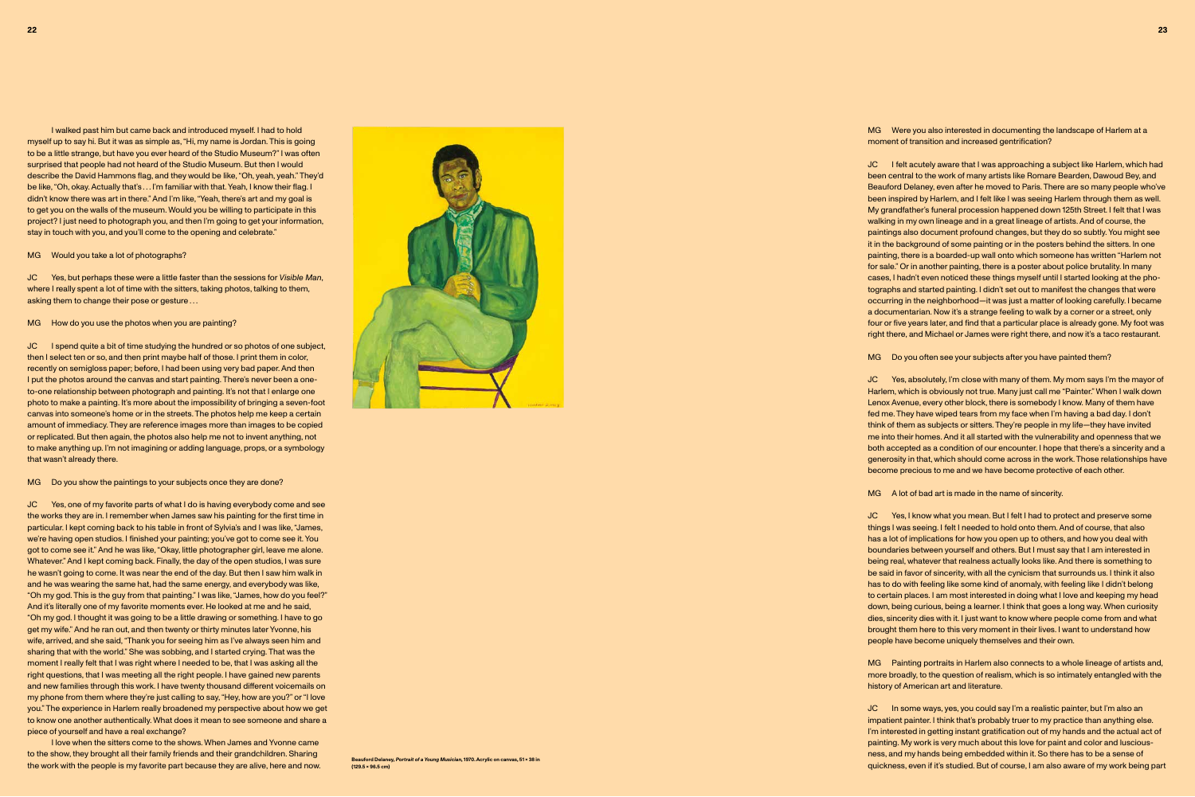I walked past him but came back and introduced myself. I had to hold myself up to say hi. But it was as simple as, "Hi, my name is Jordan. This is going to be a little strange, but have you ever heard of the Studio Museum?" I was often surprised that people had not heard of the Studio Museum. But then I would describe the David Hammons flag, and they would be like, "Oh, yeah, yeah." They'd be like, "Oh, okay. Actually that's . . . I'm familiar with that. Yeah, I know their flag. I didn't know there was art in there." And I'm like, "Yeah, there's art and my goal is to get you on the walls of the museum. Would you be willing to participate in this project? I just need to photograph you, and then I'm going to get your information, stay in touch with you, and you'll come to the opening and celebrate."

MG Would you take a lot of photographs?

JC Yes, but perhaps these were a little faster than the sessions for *Visible Man*, where I really spent a lot of time with the sitters, taking photos, talking to them, asking them to change their pose or gesture . . .

MG How do you use the photos when you are painting?

JC I spend quite a bit of time studying the hundred or so photos of one subject, then I select ten or so, and then print maybe half of those. I print them in color, recently on semigloss paper; before, I had been using very bad paper. And then I put the photos around the canvas and start painting. There's never been a one-to-one relationship between photograph and painting. It's not that I enlarge one photo to make a painting. It's more about the impossibility of bringing a seven-foot canvas into someone's home or in the streets. The photos help me keep a certain amount of immediacy. They are reference images more than images to be copied or replicated. But then again, the photos also help me not to invent anything, not to make anything up. I'm not imagining or adding language, props, or a symbology that wasn't already there.

MG Do you show the paintings to your subjects once they are done?

JC Yes, one of my favorite parts of what I do is having everybody come and see the works they are in. I remember when James saw his painting for the first time in particular. I kept coming back to his table in front of Sylvia's and I was like, "James, we're having open studios. I finished your painting; you've got to come see it. You got to come see it." And he was like, "Okay, little photographer girl, leave me alone. Whatever." And I kept coming back. Finally, the day of the open studios, I was sure he wasn't going to come. It was near the end of the day. But then I saw him walk in and he was wearing the same hat, had the same energy, and everybody was like, "Oh my god. This is the guy from that painting." I was like, "James, how do you feel?" And it's literally one of my favorite moments ever. He looked at me and he said, "Oh my god. I thought it was going to be a little drawing or something. I have to go get my wife." And he ran out, and then twenty or thirty minutes later Yvonne, his wife, arrived, and she said, "Thank you for seeing him as I've always seen him and sharing that with the world." She was sobbing, and I started crying. That was the moment I really felt that I was right where I needed to be, that I was asking all the right questions, that I was meeting all the right people. I have gained new parents and new families through this work. I have twenty thousand different voicemails on my phone from them where they're just calling to say, "Hey, how are you?" or "I love you." The experience in Harlem really broadened my perspective about how we get to know one another authentically. What does it mean to see someone and share a piece of yourself and have a real exchange?

I love when the sitters come to the shows. When James and Yvonne came to the show, they brought all their family friends and their grandchildren. Sharing the work with the people is my favorite part because they are alive, here and now.

Beauford Delaney, *Portrait of a Young Musician*, 1970. Acrylic on canvas, 51 × 38 in (129.5 × 96.5 cm)

MG Were you also interested in documenting the landscape of Harlem at a moment of transition and increased gentrification?

JC I felt acutely aware that I was approaching a subject like Harlem, which had been central to the work of many artists like Romare Bearden, Dawoud Bey, and Beauford Delaney, even after he moved to Paris. There are so many people who've been inspired by Harlem, and I felt like I was seeing Harlem through them as well. My grandfather's funeral procession happened down 125th Street. I felt that I was walking in my own lineage and in a great lineage of artists. And of course, the paintings also document profound changes, but they do so subtly. You might see it in the background of some painting or in the posters behind the sitters. In one painting, there is a boarded-up wall onto which someone has written "Harlem not for sale." Or in another painting, there is a poster about police brutality. In many cases, I hadn't even noticed these things myself until I started looking at the photographs and started painting. I didn't set out to manifest the changes that were occurring in the neighborhood—it was just a matter of looking carefully. I became a documentarian. Now it's a strange feeling to walk by a corner or a street, only four or five years later, and find that a particular place is already gone. My foot was right there, and Michael or James were right there, and now it's a taco restaurant.

MG Do you often see your subjects after you have painted them?

JC Yes, absolutely, I'm close with many of them. My mom says I'm the mayor of Harlem, which is obviously not true. Many just call me "Painter." When I walk down Lenox Avenue, every other block, there is somebody I know. Many of them have fed me. They have wiped tears from my face when I'm having a bad day. I don't think of them as subjects or sitters. They're people in my life—they have invited me into their homes. And it all started with the vulnerability and openness that we both accepted as a condition of our encounter. I hope that there's a sincerity and a generosity in that, which should come across in the work. Those relationships have become precious to me and we have become protective of each other.

MG A lot of bad art is made in the name of sincerity.

JC Yes, I know what you mean. But I felt I had to protect and preserve some things I was seeing. I felt I needed to hold onto them. And of course, that also has a lot of implications for how you open up to others, and how you deal with boundaries between yourself and others. But I must say that I am interested in being real, whatever that realness actually looks like. And there is something to be said in favor of sincerity, with all the cynicism that surrounds us. I think it also has to do with feeling like some kind of anomaly, with feeling like I didn't belong to certain places. I am most interested in doing what I love and keeping my head down, being curious, being a learner. I think that goes a long way. When curiosity dies, sincerity dies with it. I just want to know where people come from and what brought them here to this very moment in their lives. I want to understand how people have become uniquely themselves and their own.

MG Painting portraits in Harlem also connects to a whole lineage of artists and, more broadly, to the question of realism, which is so intimately entangled with the history of American art and literature.

JC In some ways, yes, you could say I'm a realistic painter, but I'm also an impatient painter. I think that's probably truer to my practice than anything else. I'm interested in getting instant gratification out of my hands and the actual act of painting. My work is very much about this love for paint and color and lusciousness, and my hands being embedded within it. So there has to be a sense of quickness, even if it's studied. But of course, I am also aware of my work being part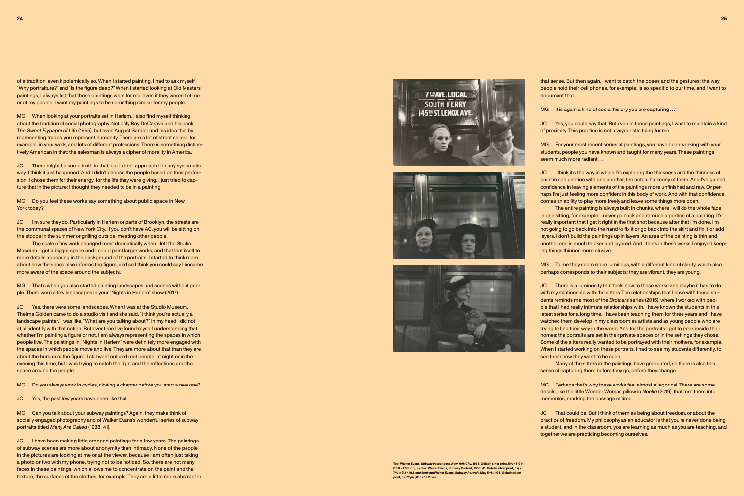of a tradition, even if polemically so. When I started painting, I had to ask myself, "Why portraiture?" and "Is the figure dead?" When I started looking at Old Masters' paintings, I always felt that those paintings were for me, even if they weren't of me or of my people. I want my paintings to be something similar for my people.

MG When looking at your portraits set in Harlem, I also find myself thinking about the tradition of social photography. Not only Roy DeCarava and his book *The Sweet Flypaper of Life* (1955), but even August Sander and his idea that by representing trades, you represent humanity. There are a lot of street sellers, for example, in your work, and lots of different professions. There is something distinctively American in that: the salesman is always a cipher of morality in America.

JC There might be some truth to that, but I didn't approach it in any systematic way. I think it just happened. And I didn't choose the people based on their profession. I chose them for their energy, for the life they were giving. I just tried to capture that in the picture: I thought they needed to be in a painting.

MG Do you feel these works say something about public space in New York today?

JC I'm sure they do. Particularly in Harlem or parts of Brooklyn, the streets are the communal spaces of New York City. If you don't have AC, you will be sitting on the stoops in the summer or grilling outside, meeting other people.

The scale of my work changed most dramatically when I left the Studio Museum. I got a bigger space and I could paint larger works, and that lent itself to more details appearing in the background of the portraits. I started to think more about how the space also informs the figure, and so I think you could say I became more aware of the space around the subjects.

MG That's when you also started painting landscapes and scenes without people. There were a few landscapes in your "Nights in Harlem" show (2017).

JC Yes, there were some landscapes. When I was at the Studio Museum, Thelma Golden came to do a studio visit and she said, "I think you're actually a landscape painter." I was like, "What are you talking about?" In my head I did not at all identify with that notion. But over time I've found myself understanding that whether I'm painting a figure or not, I am always representing the spaces in which people live. The paintings in "Nights in Harlem" were definitely more engaged with the spaces in which people move and live. They are more about that than they are about the human or the figure. I still went out and met people, at night or in the evening this time, but I was trying to catch the light and the reflections and the space around the people.

MG Do you always work in cycles, closing a chapter before you start a new one?

JC Yes, the past few years have been like that.

MG Can you talk about your subway paintings? Again, they make think of socially engaged photography and of Walker Evans's wonderful series of subway portraits titled *Many Are Called* (1938–41).

JC I have been making little cropped paintings for a few years. The paintings of subway scenes are more about anonymity than intimacy. None of the people in the pictures are looking at me or at the viewer, because I am often just taking a photo or two with my phone, trying not to be noticed. So, there are not many faces in these paintings, which allows me to concentrate on the paint and the texture, the surfaces of the clothes, for example. They are a little more abstract in that sense. But then again, I want to catch the poses and the gestures; the way people hold their cell phones, for example, is so specific to our time, and I want to document that.

MG It is again a kind of social history you are capturing . . .

JC Yes, you could say that. But even in those paintings, I want to maintain a kind of proximity. This practice is not a voyeuristic thing for me.

MG For your most recent series of paintings, you have been working with your students, people you have known and taught for many years. These paintings seem much more radiant . . .

JC I think it's the way in which I'm exploring the thickness and the thinness of paint in conjunction with one another, the actual harmony of them. And I've gained confidence in leaving elements of the paintings more unfinished and raw. Or perhaps I'm just feeling more confident in this body of work. And with that confidence comes an ability to play more freely and leave some things more open.

The entire painting is always built in chunks, where I will do the whole face in one sitting, for example. I never go back and retouch a portion of a painting. It's really important that I get it right in the first shot because after that I'm done. I'm not going to go back into the hand to fix it or go back into the shirt and fix it or add layers. I don't build the paintings up in layers. An area of the painting is thin and another one is much thicker and layered. And I think in these works I enjoyed keeping things thinner, more elusive.

MG To me they seem more luminous, with a different kind of clarity, which also perhaps corresponds to their subjects: they are vibrant, they are young.

JC There is a luminosity that feels new to these works and maybe it has to do with my relationship with the sitters. The relationships that I have with these students reminds me most of the *Brothers* series (2015), where I worked with people that I had really intimate relationships with. I have known the students in this latest series for a long time. I have been teaching them for three years and I have watched them develop in my classroom as artists and as young people who are trying to find their way in the world. And for the portraits I got to peek inside their homes: the portraits are set in their private spaces or in the settings they chose. Some of the sitters really wanted to be portrayed with their mothers, for example. When I started working on these portraits, I had to see my students differently, to see them how they want to be seen.

Many of the sitters in the paintings have graduated, so there is also this sense of capturing them before they go, before they change.

MG Perhaps that's why these works feel almost allegorical. There are some details, like the little Wonder Woman pillow in *Noelle* (2019), that turn them into mementos, marking the passage of time.

JC That could be. But I think of them as being about freedom, or about the practice of freedom. My philosophy as an educator is that you're never done being a student, and in the classroom, you are learning as much as you are teaching, and together we are practicing becoming ourselves.

**Top: Walker Evans, *Subway Passengers, New York City*, 1938. Gelatin silver print, 5⅜ × 8⅛ in (13.8 × 20.5 cm); center: Walker Evans, *Subway Portrait*, 1938–41. Gelatin silver print, 5⅛ × 7⅝ in (13 × 19.6 cm); bottom: Walker Evans, *Subway Portrait*, May 5–8, 1938. Gelatin silver print, 5 × 7⅝ in (12.6 × 19.2 cm)**